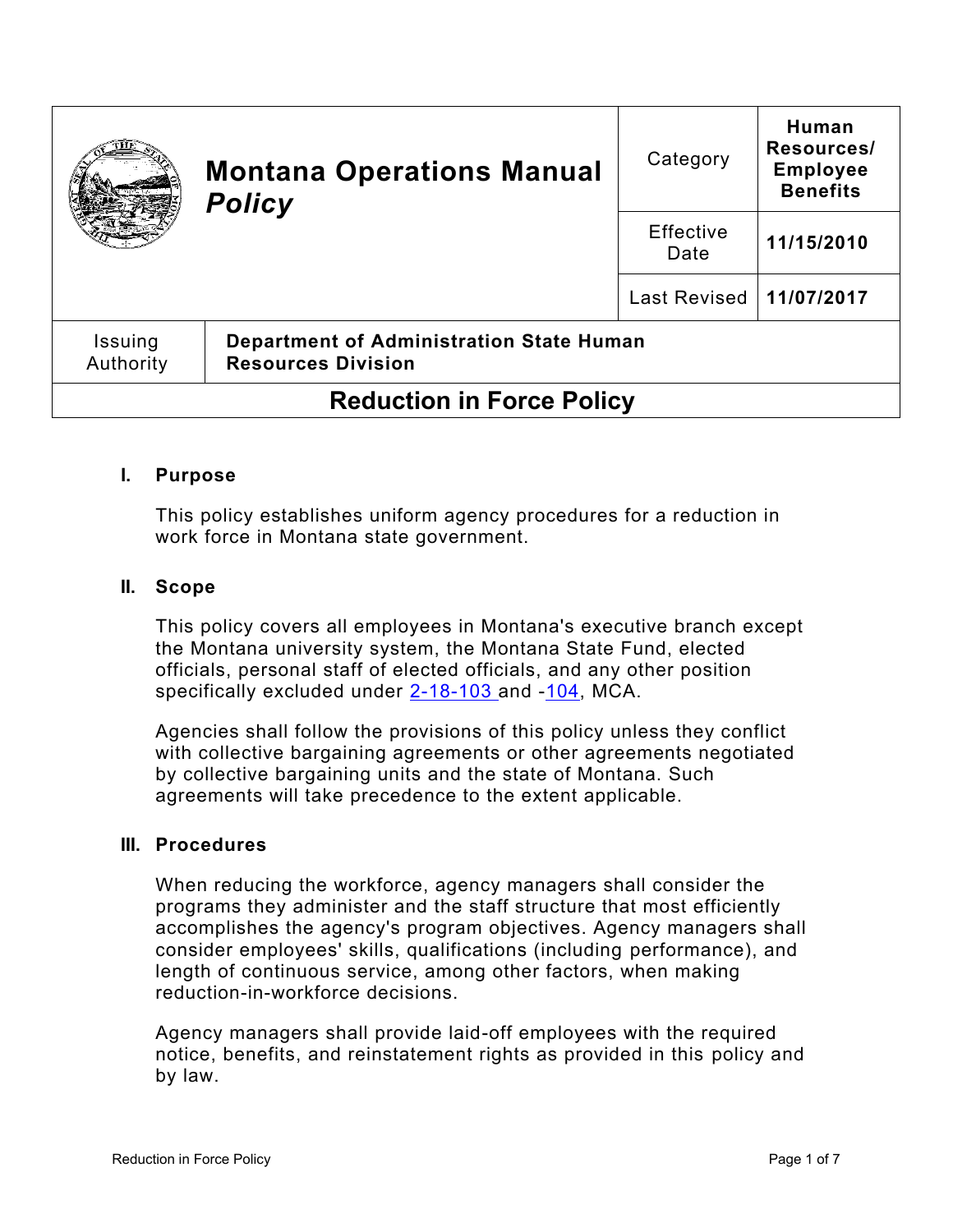| Montana Operations Manual *Policy* | Category | Human Resources/ Employee Benefits |
|---|---|---|
| | Effective Date | 11/15/2010 |
| | Last Revised | 11/07/2017 |

| Issuing Authority | Department of Administration State Human Resources Division |
|---|---|

# Reduction in Force Policy

## I. Purpose

This policy establishes uniform agency procedures for a reduction in work force in Montana state government.

## II. Scope

This policy covers all employees in Montana's executive branch except the Montana university system, the Montana State Fund, elected officials, personal staff of elected officials, and any other position specifically excluded under 2-18-103 and -104, MCA.

Agencies shall follow the provisions of this policy unless they conflict with collective bargaining agreements or other agreements negotiated by collective bargaining units and the state of Montana. Such agreements will take precedence to the extent applicable.

## III. Procedures

When reducing the workforce, agency managers shall consider the programs they administer and the staff structure that most efficiently accomplishes the agency's program objectives. Agency managers shall consider employees' skills, qualifications (including performance), and length of continuous service, among other factors, when making reduction-in-workforce decisions.

Agency managers shall provide laid-off employees with the required notice, benefits, and reinstatement rights as provided in this policy and by law.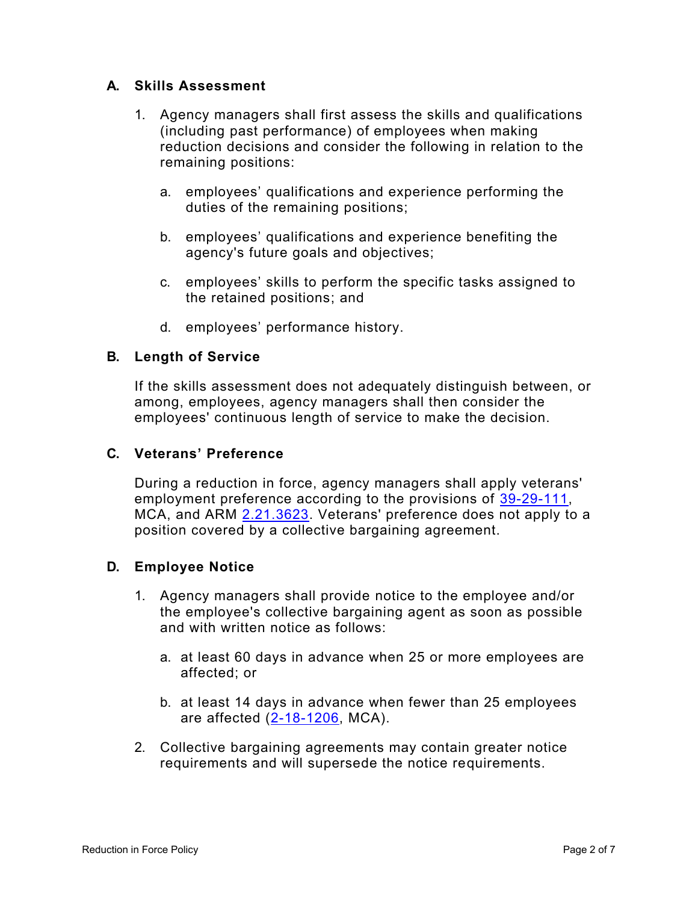## A. Skills Assessment

1. Agency managers shall first assess the skills and qualifications (including past performance) of employees when making reduction decisions and consider the following in relation to the remaining positions:

   a. employees' qualifications and experience performing the duties of the remaining positions;

   b. employees' qualifications and experience benefiting the agency's future goals and objectives;

   c. employees' skills to perform the specific tasks assigned to the retained positions; and

   d. employees' performance history.

## B. Length of Service

If the skills assessment does not adequately distinguish between, or among, employees, agency managers shall then consider the employees' continuous length of service to make the decision.

## C. Veterans' Preference

During a reduction in force, agency managers shall apply veterans' employment preference according to the provisions of 39-29-111, MCA, and ARM 2.21.3623. Veterans' preference does not apply to a position covered by a collective bargaining agreement.

## D. Employee Notice

1. Agency managers shall provide notice to the employee and/or the employee's collective bargaining agent as soon as possible and with written notice as follows:

   a. at least 60 days in advance when 25 or more employees are affected; or

   b. at least 14 days in advance when fewer than 25 employees are affected (2-18-1206, MCA).

2. Collective bargaining agreements may contain greater notice requirements and will supersede the notice requirements.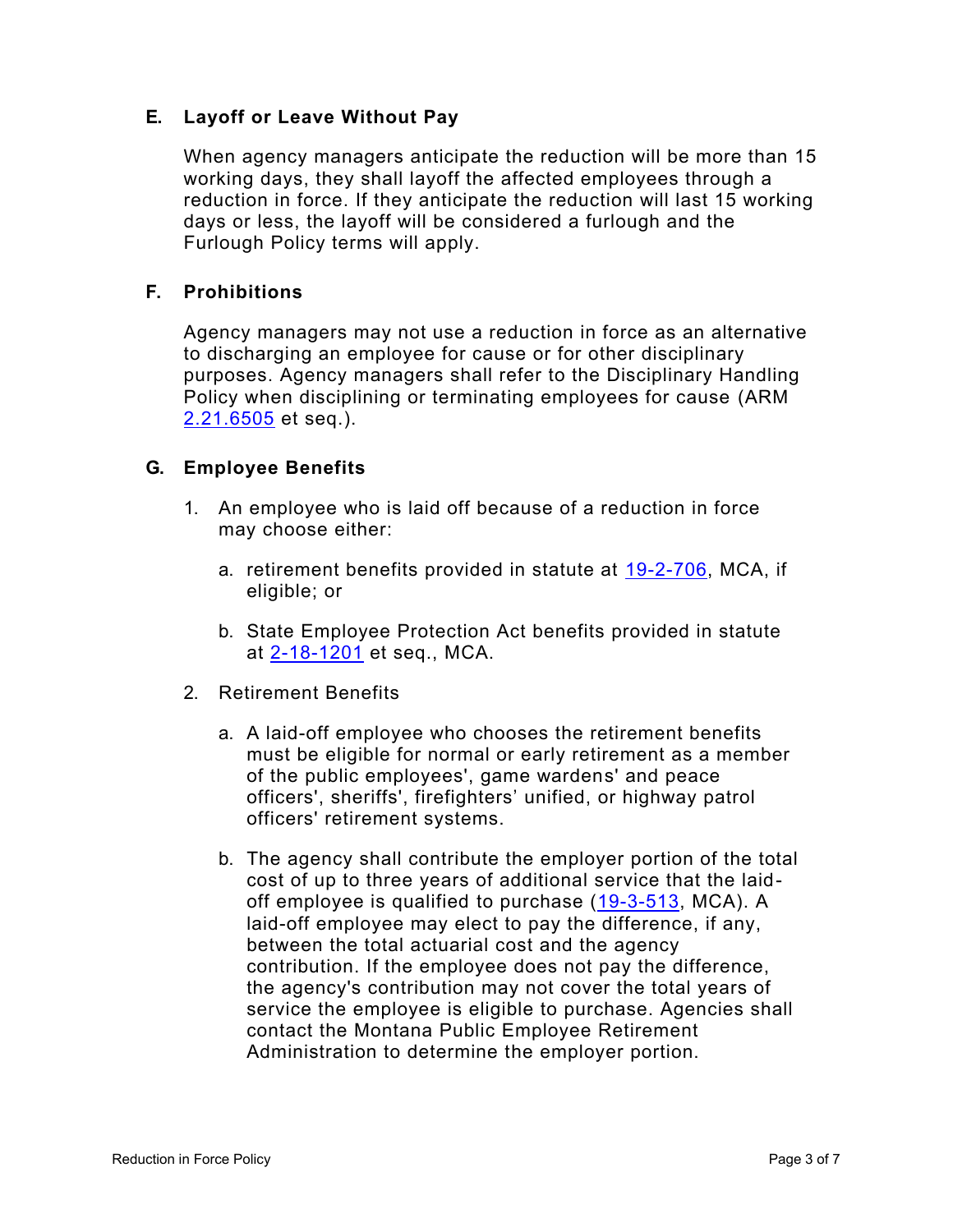## E. Layoff or Leave Without Pay

When agency managers anticipate the reduction will be more than 15 working days, they shall layoff the affected employees through a reduction in force. If they anticipate the reduction will last 15 working days or less, the layoff will be considered a furlough and the Furlough Policy terms will apply.

## F. Prohibitions

Agency managers may not use a reduction in force as an alternative to discharging an employee for cause or for other disciplinary purposes. Agency managers shall refer to the Disciplinary Handling Policy when disciplining or terminating employees for cause (ARM 2.21.6505 et seq.).

## G. Employee Benefits

1. An employee who is laid off because of a reduction in force may choose either:

   a. retirement benefits provided in statute at 19-2-706, MCA, if eligible; or

   b. State Employee Protection Act benefits provided in statute at 2-18-1201 et seq., MCA.

2. Retirement Benefits

   a. A laid-off employee who chooses the retirement benefits must be eligible for normal or early retirement as a member of the public employees', game wardens' and peace officers', sheriffs', firefighters' unified, or highway patrol officers' retirement systems.

   b. The agency shall contribute the employer portion of the total cost of up to three years of additional service that the laid-off employee is qualified to purchase (19-3-513, MCA). A laid-off employee may elect to pay the difference, if any, between the total actuarial cost and the agency contribution. If the employee does not pay the difference, the agency's contribution may not cover the total years of service the employee is eligible to purchase. Agencies shall contact the Montana Public Employee Retirement Administration to determine the employer portion.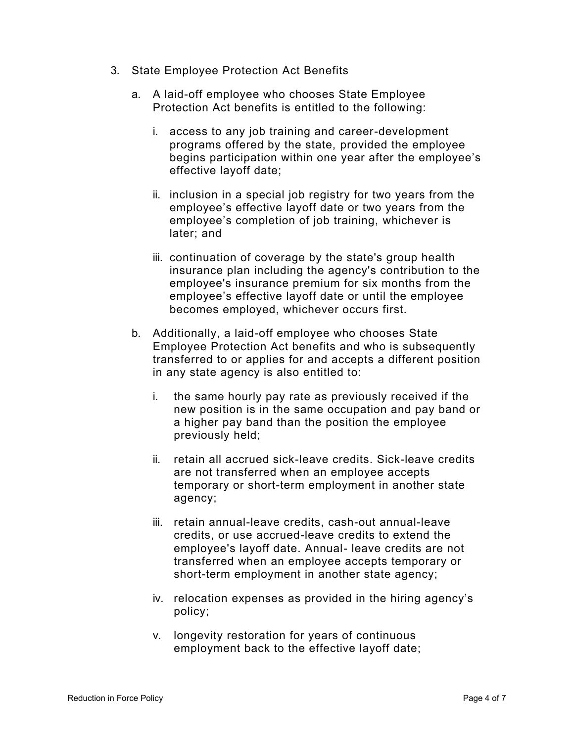3. State Employee Protection Act Benefits

    a. A laid-off employee who chooses State Employee Protection Act benefits is entitled to the following:

        i. access to any job training and career-development programs offered by the state, provided the employee begins participation within one year after the employee's effective layoff date;

        ii. inclusion in a special job registry for two years from the employee's effective layoff date or two years from the employee's completion of job training, whichever is later; and

        iii. continuation of coverage by the state's group health insurance plan including the agency's contribution to the employee's insurance premium for six months from the employee's effective layoff date or until the employee becomes employed, whichever occurs first.

    b. Additionally, a laid-off employee who chooses State Employee Protection Act benefits and who is subsequently transferred to or applies for and accepts a different position in any state agency is also entitled to:

        i. the same hourly pay rate as previously received if the new position is in the same occupation and pay band or a higher pay band than the position the employee previously held;

        ii. retain all accrued sick-leave credits. Sick-leave credits are not transferred when an employee accepts temporary or short-term employment in another state agency;

        iii. retain annual-leave credits, cash-out annual-leave credits, or use accrued-leave credits to extend the employee's layoff date. Annual- leave credits are not transferred when an employee accepts temporary or short-term employment in another state agency;

        iv. relocation expenses as provided in the hiring agency's policy;

        v. longevity restoration for years of continuous employment back to the effective layoff date;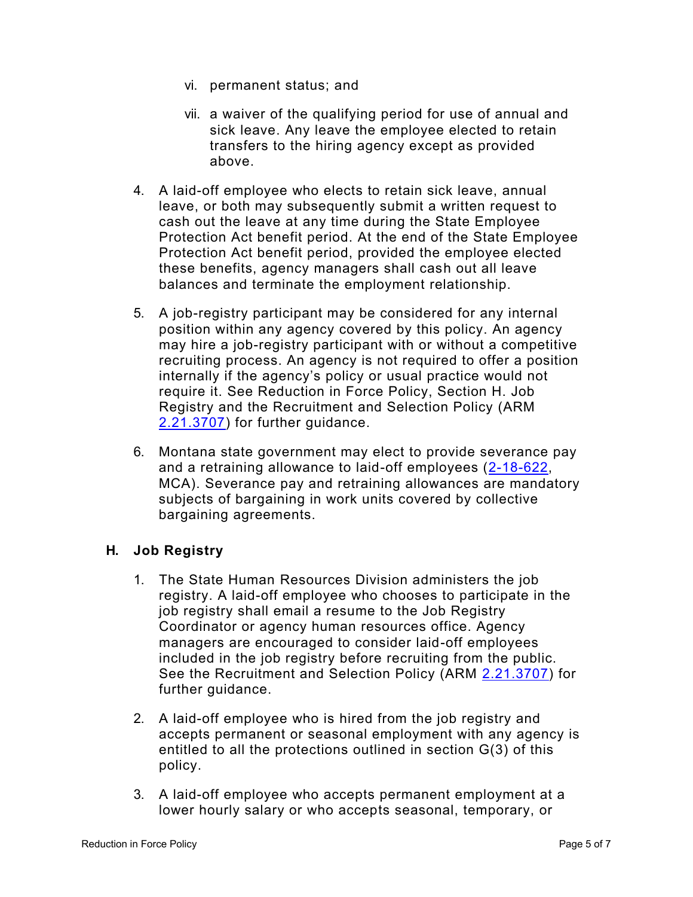vi. permanent status; and

vii. a waiver of the qualifying period for use of annual and sick leave. Any leave the employee elected to retain transfers to the hiring agency except as provided above.

4. A laid-off employee who elects to retain sick leave, annual leave, or both may subsequently submit a written request to cash out the leave at any time during the State Employee Protection Act benefit period. At the end of the State Employee Protection Act benefit period, provided the employee elected these benefits, agency managers shall cash out all leave balances and terminate the employment relationship.

5. A job-registry participant may be considered for any internal position within any agency covered by this policy. An agency may hire a job-registry participant with or without a competitive recruiting process. An agency is not required to offer a position internally if the agency's policy or usual practice would not require it. See Reduction in Force Policy, Section H. Job Registry and the Recruitment and Selection Policy (ARM 2.21.3707) for further guidance.

6. Montana state government may elect to provide severance pay and a retraining allowance to laid-off employees (2-18-622, MCA). Severance pay and retraining allowances are mandatory subjects of bargaining in work units covered by collective bargaining agreements.

## H. Job Registry

1. The State Human Resources Division administers the job registry. A laid-off employee who chooses to participate in the job registry shall email a resume to the Job Registry Coordinator or agency human resources office. Agency managers are encouraged to consider laid-off employees included in the job registry before recruiting from the public. See the Recruitment and Selection Policy (ARM 2.21.3707) for further guidance.

2. A laid-off employee who is hired from the job registry and accepts permanent or seasonal employment with any agency is entitled to all the protections outlined in section G(3) of this policy.

3. A laid-off employee who accepts permanent employment at a lower hourly salary or who accepts seasonal, temporary, or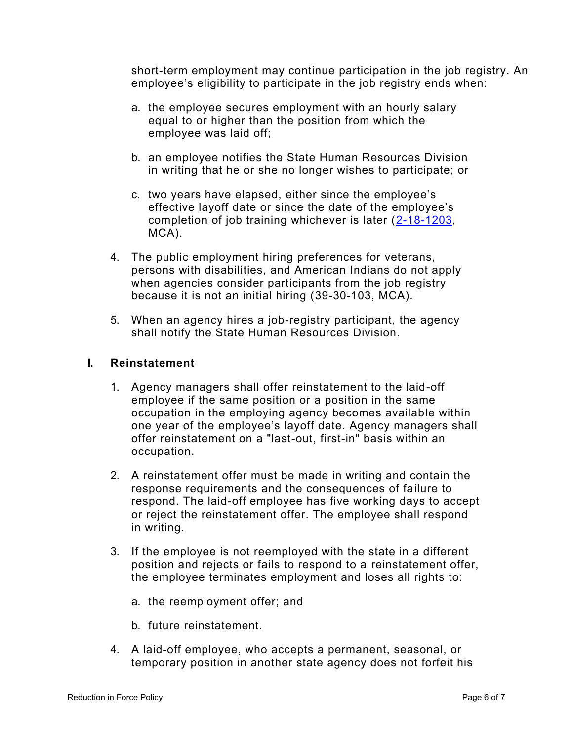short-term employment may continue participation in the job registry. An employee's eligibility to participate in the job registry ends when:

a. the employee secures employment with an hourly salary equal to or higher than the position from which the employee was laid off;

b. an employee notifies the State Human Resources Division in writing that he or she no longer wishes to participate; or

c. two years have elapsed, either since the employee's effective layoff date or since the date of the employee's completion of job training whichever is later (2-18-1203, MCA).

4. The public employment hiring preferences for veterans, persons with disabilities, and American Indians do not apply when agencies consider participants from the job registry because it is not an initial hiring (39-30-103, MCA).

5. When an agency hires a job-registry participant, the agency shall notify the State Human Resources Division.

## I. Reinstatement

1. Agency managers shall offer reinstatement to the laid-off employee if the same position or a position in the same occupation in the employing agency becomes available within one year of the employee's layoff date. Agency managers shall offer reinstatement on a "last-out, first-in" basis within an occupation.

2. A reinstatement offer must be made in writing and contain the response requirements and the consequences of failure to respond. The laid-off employee has five working days to accept or reject the reinstatement offer. The employee shall respond in writing.

3. If the employee is not reemployed with the state in a different position and rejects or fails to respond to a reinstatement offer, the employee terminates employment and loses all rights to:

   a. the reemployment offer; and

   b. future reinstatement.

4. A laid-off employee, who accepts a permanent, seasonal, or temporary position in another state agency does not forfeit his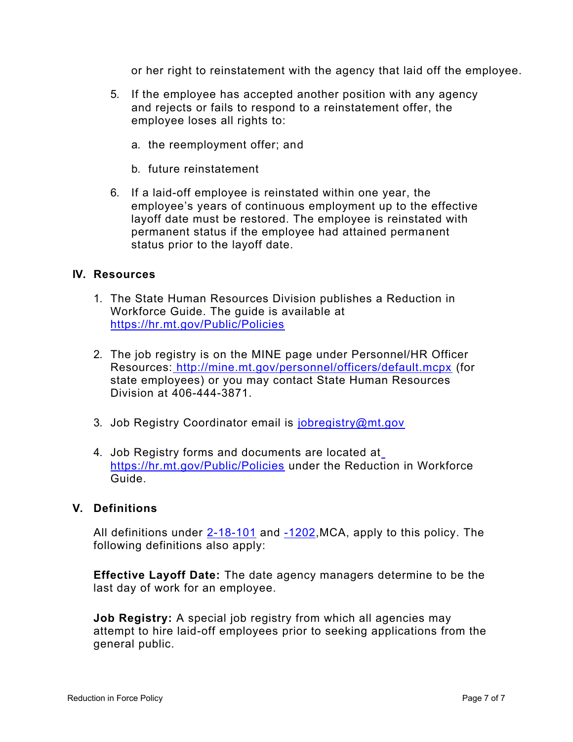or her right to reinstatement with the agency that laid off the employee.

5. If the employee has accepted another position with any agency and rejects or fails to respond to a reinstatement offer, the employee loses all rights to:

   a. the reemployment offer; and

   b. future reinstatement

6. If a laid-off employee is reinstated within one year, the employee's years of continuous employment up to the effective layoff date must be restored. The employee is reinstated with permanent status if the employee had attained permanent status prior to the layoff date.

## IV. Resources

1. The State Human Resources Division publishes a Reduction in Workforce Guide. The guide is available at [https://hr.mt.gov/Public/Policies](https://hr.mt.gov/Public/Policies)

2. The job registry is on the MINE page under Personnel/HR Officer Resources: [http://mine.mt.gov/personnel/officers/default.mcpx](http://mine.mt.gov/personnel/officers/default.mcpx) (for state employees) or you may contact State Human Resources Division at 406-444-3871.

3. Job Registry Coordinator email is [jobregistry@mt.gov](mailto:jobregistry@mt.gov)

4. Job Registry forms and documents are located at [https://hr.mt.gov/Public/Policies](https://hr.mt.gov/Public/Policies) under the Reduction in Workforce Guide.

## V. Definitions

All definitions under 2-18-101 and -1202,MCA, apply to this policy. The following definitions also apply:

**Effective Layoff Date:** The date agency managers determine to be the last day of work for an employee.

**Job Registry:** A special job registry from which all agencies may attempt to hire laid-off employees prior to seeking applications from the general public.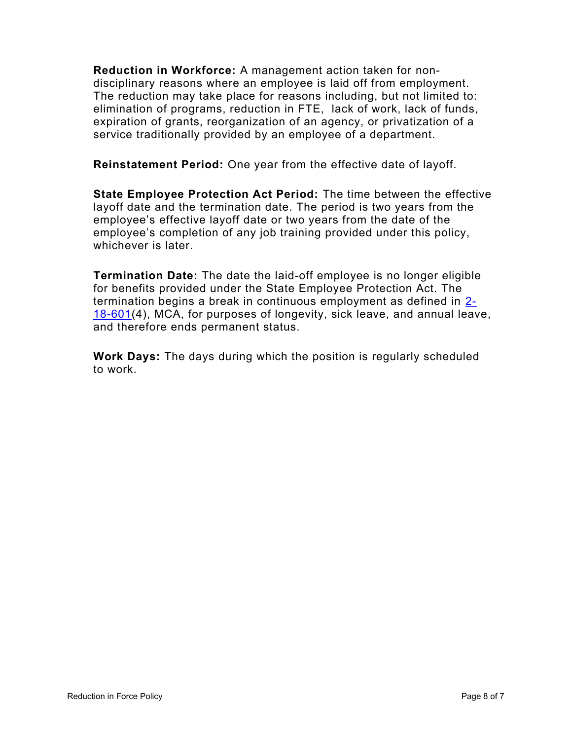**Reduction in Workforce:** A management action taken for non-disciplinary reasons where an employee is laid off from employment. The reduction may take place for reasons including, but not limited to: elimination of programs, reduction in FTE, lack of work, lack of funds, expiration of grants, reorganization of an agency, or privatization of a service traditionally provided by an employee of a department.

**Reinstatement Period:** One year from the effective date of layoff.

**State Employee Protection Act Period:** The time between the effective layoff date and the termination date. The period is two years from the employee's effective layoff date or two years from the date of the employee's completion of any job training provided under this policy, whichever is later.

**Termination Date:** The date the laid-off employee is no longer eligible for benefits provided under the State Employee Protection Act. The termination begins a break in continuous employment as defined in 2-18-601(4), MCA, for purposes of longevity, sick leave, and annual leave, and therefore ends permanent status.

**Work Days:** The days during which the position is regularly scheduled to work.